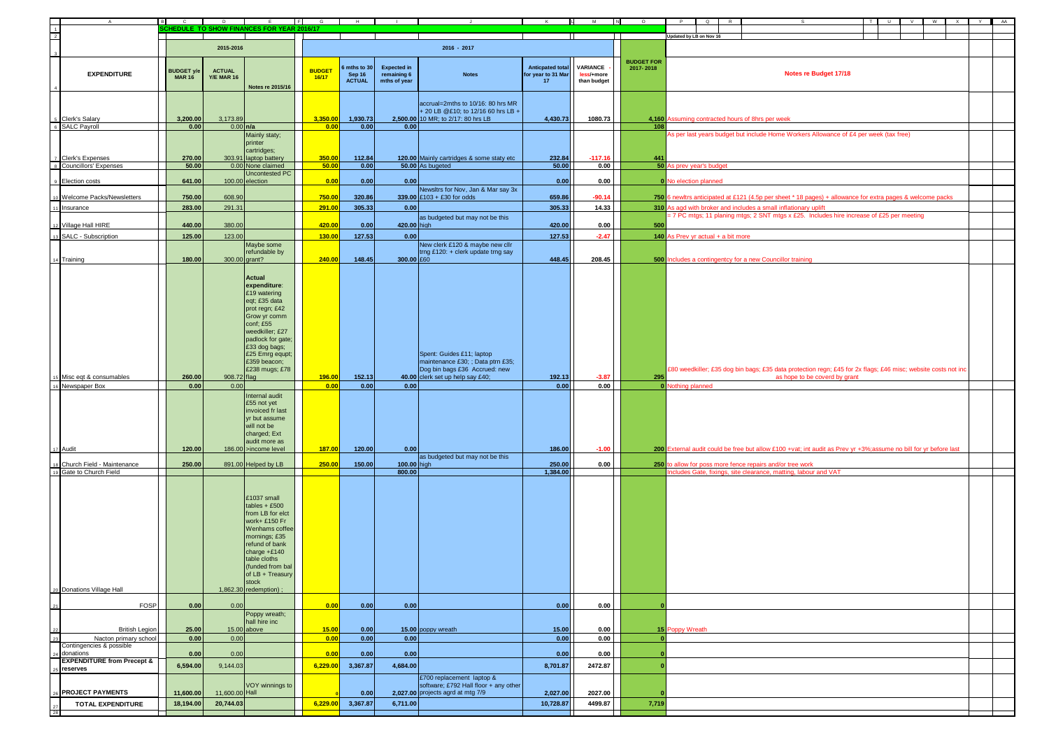## SCHEDULE TO SHOW FINANCES FOR YEAR 2016/17

Updated by LB on Nov 16

| EXPENDITURE | 2015-2016 BUDGET y/e MAR 16 | ACTUAL Y/E MAR 16 | Notes re 2015/16 | 2016 - 2017 BUDGET 16/17 | 6 mths to 30 Sep 16 ACTUAL | Expected in remaining 6 mths of year | Notes | Anticpated total for year to 31 Mar 17 | VARIANCE - less/+more than budget | BUDGET FOR 2017- 2018 | Notes re Budget 17/18 |
|---|---|---|---|---|---|---|---|---|---|---|---|
| Clerk's Salary | 3,200.00 | 3,173.89 | | 3,350.00 | 1,930.73 | 2,500.00 | accrual=2mths to 10/16: 80 hrs MR + 20 LB @£10; to 12/16 60 hrs LB + 10 MR; to 2/17: 80 hrs LB | 4,430.73 | 1080.73 | 4,160 | Assuming contracted hours of 8hrs per week |
| SALC Payroll | 0.00 | 0.00 | n/a | 0.00 | 0.00 | 0.00 | | | | 108 | |
| Clerk's Expenses | 270.00 | 303.91 | Mainly staty; printer cartridges; laptop battery | 350.00 | 112.84 | 120.00 | Mainly cartridges & some staty etc | 232.84 | -117.16 | 441 | As per last years budget but include Home Workers Allowance of £4 per week (tax free) |
| Councillors' Expenses | 50.00 | 0.00 | None claimed | 50.00 | 0.00 | 50.00 | As bugeted | 50.00 | 0.00 | 50 | As prev year's budget |
| Election costs | 641.00 | 100.00 | Uncontested PC election | 0.00 | 0.00 | 0.00 | | 0.00 | 0.00 | 0 | No election planned |
| Welcome Packs/Newsletters | 750.00 | 608.90 | | 750.00 | 320.86 | 339.00 | Newsltrs for Nov, Jan & Mar say 3x £103 + £30 for odds | 659.86 | -90.14 | 750 | 6 newltrs anticipated at £121 (4.5p per sheet * 18 pages) + allowance for extra pages & welcome packs |
| Insurance | 283.00 | 291.31 | | 291.00 | 305.33 | 0.00 | | 305.33 | 14.33 | 310 | As agd with broker and includes a small inflationary uplift |
| Village Hall HIRE | 440.00 | 380.00 | | 420.00 | 0.00 | 420.00 | as budgeted but may not be this high | 420.00 | 0.00 | 500 | = 7 PC mtgs; 11 planing mtgs; 2 SNT mtgs x £25. Includes hire increase of £25 per meeting |
| SALC - Subscription | 125.00 | 123.00 | | 130.00 | 127.53 | 0.00 | | 127.53 | -2.47 | 140 | As Prev yr actual + a bit more |
| Training | 180.00 | 300.00 | Maybe some refundable by grant? | 240.00 | 148.45 | 300.00 | New clerk £120 & maybe new cllr trng £120: + clerk update trng say £60 | 448.45 | 208.45 | 500 | Includes a contingentcy for a new Councillor training |
| Misc eqt & consumables | 260.00 | 908.72 | **Actual expenditure**: £19 watering eqt; £35 data prot regn; £42 Grow yr comm conf; £55 weedkiller; £27 padlock for gate; £33 dog bags; £25 Emrg equpt; £359 beacon; £238 mugs; £78 flag | 196.00 | 152.13 | 40.00 | Spent: Guides £11; laptop maintenance £30; ; Data ptrn £35; Dog bin bags £36 Accrued: new clerk set up help say £40; | 192.13 | -3.87 | 295 | £80 weedkiller; £35 dog bin bags; £35 data protection regn; £45 for 2x flags; £46 misc; website costs not inc as hope to be coverd by grant |
| Newspaper Box | 0.00 | 0.00 | | 0.00 | 0.00 | 0.00 | | 0.00 | 0.00 | 0 | Nothing planned |
| Audit | 120.00 | 186.00 | Internal audit £55 not yet invoiced fr last yr but assume will not be charged; Ext audit more as >income level | 187.00 | 120.00 | 0.00 | | 186.00 | -1.00 | 200 | External audit could be free but allow £100 +vat; int audit as Prev yr +3%;assume no bill for yr before last |
| Church Field - Maintenance | 250.00 | 891.00 | Helped by LB | 250.00 | 150.00 | 100.00 | as budgeted but may not be this high | 250.00 | 0.00 | 250 | to allow for poss more fence repairs and/or tree work |
| Gate to Church Field | | | | | | 800.00 | | 1,384.00 | | | Includes Gate, fixings, site clearance, matting, labour and VAT |
| Donations Village Hall | | 1,862.30 | £1037 small tables + £500 from LB for elct work+ £150 Fr Wenhams coffee mornings; £35 refund of bank charge +£140 table cloths (funded from bal of LB + Treasury stock redemption) ; | | | | | | | | |
| FOSP | 0.00 | 0.00 | | 0.00 | 0.00 | 0.00 | | 0.00 | 0.00 | 0 | |
| British Legion | 25.00 | 15.00 | Poppy wreath; hall hire inc above | 15.00 | 0.00 | 15.00 | poppy wreath | 15.00 | 0.00 | 15 | Poppy Wreath |
| Nacton primary school | 0.00 | 0.00 | | 0.00 | 0.00 | 0.00 | | 0.00 | 0.00 | 0 | |
| Contingencies & possible donations | 0.00 | 0.00 | | 0.00 | 0.00 | 0.00 | | 0.00 | 0.00 | 0 | |
| **EXPENDITURE from Precept & reserves** | 6,594.00 | 9,144.03 | | 6,229.00 | 3,367.87 | 4,684.00 | | 8,701.87 | 2472.87 | 0 | |
| **PROJECT PAYMENTS** | 11,600.00 | 11,600.00 | VOY winnings to Hall | 0 | 0.00 | 2,027.00 | £700 replacement laptop & software; £792 Hall floor + any other projects agrd at mtg 7/9 | 2,027.00 | 2027.00 | 0 | |
| **TOTAL EXPENDITURE** | 18,194.00 | 20,744.03 | | 6,229.00 | 3,367.87 | 6,711.00 | | 10,728.87 | 4499.87 | 7,719 | |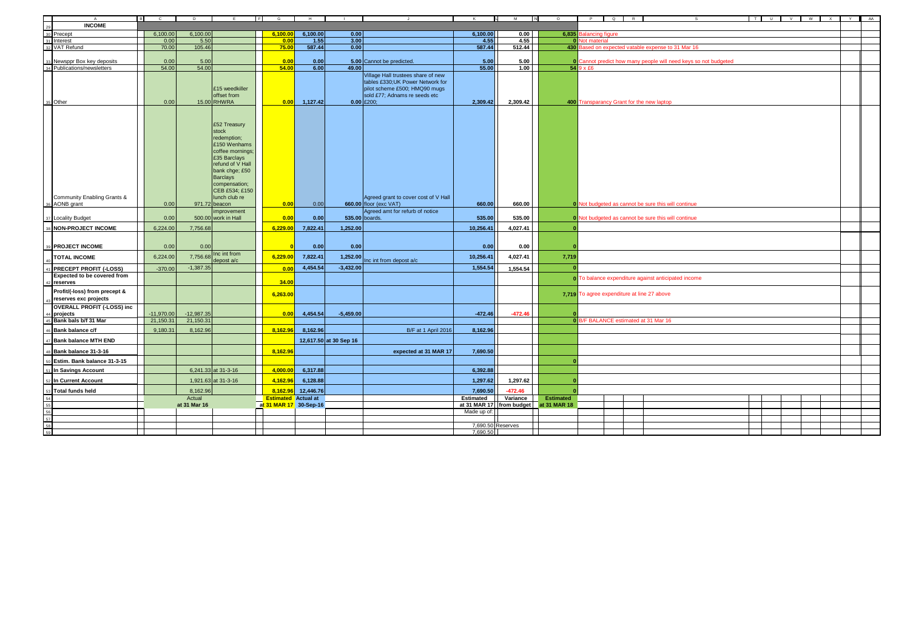| A | C | D | E | G | H | I | J | K | M | O | P/S |
|---|---|---|---|---|---|---|---|---|---|---|---|
| **INCOME** | | | | | | | | | | | |
| Precept | 6,100.00 | 6,100.00 | | 6,100.00 | 6,100.00 | 0.00 | | 6,100.00 | 0.00 | 6,835 | Balancing figure |
| Interest | 0.00 | 5.50 | | 0.00 | 1.55 | 3.00 | | 4.55 | 4.55 | 0 | Not material |
| VAT Refund | 70.00 | 105.46 | | 75.00 | 587.44 | 0.00 | | 587.44 | 512.44 | 430 | Based on expected vatable expense to 31 Mar 16 |
| Newsppr Box key deposits | 0.00 | 5.00 | | 0.00 | 0.00 | 5.00 | Cannot be predicted. | 5.00 | 5.00 | 0 | Cannot predict how many people will need keys so not budgeted |
| Publications/newsletters | 54.00 | 54.00 | | 54.00 | 6.00 | 49.00 | | 55.00 | 1.00 | 54 | 9 x £6 |
| Other | 0.00 | 15.00 | £15 weedkiller offset from RHWRA | 0.00 | 1,127.42 | 0.00 | Village Hall trustees share of new tables £330;UK Power Network for pilot scheme £500; HMQ90 mugs sold £77; Adnams re seeds etc £200; | 2,309.42 | 2,309.42 | 400 | Transparancy Grant for the new laptop |
| Community Enabling Grants & AONB grant | 0.00 | 971.72 | £52 Treasury stock redemption; £150 Wenhams coffee mornings; £35 Barclays refund of V Hall bank chge; £50 Barclays compensation; CEB £534; £150 lunch club re beacon | 0.00 | 0.00 | 660.00 | Agreed grant to cover cost of V Hall floor (exc VAT) | 660.00 | 660.00 | 0 | Not budgeted as cannot be sure this will continue |
| Locality Budget | 0.00 | 500.00 | improvement work in Hall | 0.00 | 0.00 | 535.00 | Agreed amt for refurb of notice boards. | 535.00 | 535.00 | 0 | Not budgeted as cannot be sure this will continue |
| **NON-PROJECT INCOME** | 6,224.00 | 7,756.68 | | 6,229.00 | 7,822.41 | 1,252.00 | | 10,256.41 | 4,027.41 | 0 | |
| **PROJECT INCOME** | 0.00 | 0.00 | | 0 | 0.00 | 0.00 | | 0.00 | 0.00 | 0 | |
| **TOTAL INCOME** | 6,224.00 | 7,756.68 | Inc int from depost a/c | 6,229.00 | 7,822.41 | 1,252.00 | Inc int from depost a/c | 10,256.41 | 4,027.41 | 7,719 | |
| **PRECEPT PROFIT (-LOSS)** | -370.00 | -1,387.35 | | 0.00 | 4,454.54 | -3,432.00 | | 1,554.54 | 1,554.54 | 0 | |
| **Expected to be covered from reserves** | | | | 34.00 | | | | | | 0 | To balance expenditure against anticipated income |
| **Profit/(-loss) from precept & reserves exc projects** | | | | 6,263.00 | | | | | | 7,719 | To agree expenditure at line 27 above |
| **OVERALL PROFIT (-LOSS) inc projects** | -11,970.00 | -12,987.35 | | 0.00 | 4,454.54 | -5,459.00 | | -472.46 | -472.46 | 0 | |
| **Bank bals b/f 31 Mar** | 21,150.31 | 21,150.31 | | | | | | | | 0 | B/F BALANCE estimated at 31 Mar 16 |
| **Bank balance c/f** | 9,180.31 | 8,162.96 | | 8,162.96 | 8,162.96 | | B/F at 1 April 2016 | 8,162.96 | | | |
| **Bank balance MTH END** | | | | | 12,617.50 | at 30 Sep 16 | | | | | |
| **Bank balance 31-3-16** | | | | 8,162.96 | | | expected at 31 MAR 17 | 7,690.50 | | | |
| **Estim. Bank balance 31-3-15** | | | | | | | | | | 0 | |
| **In Savings Account** | | 6,241.33 | at 31-3-16 | 4,000.00 | 6,317.88 | | | 6,392.88 | | | |
| **In Current Account** | | 1,921.63 | at 31-3-16 | 4,162.96 | 6,128.88 | | | 1,297.62 | 1,297.62 | 0 | |
| **Total funds held** | | 8,162.96 | | 8,162.96 | 12,446.76 | | | 7,690.50 | -472.46 | 0 | |
| | Actual | at 31 Mar 16 | | Estimated at 31 MAR 17 | Actual at 30-Sep-16 | | | Estimated at 31 MAR 17 | Variance from budget | Estimated at 31 MAR 18 | |
| | | | | | | | | Made up of: | | | |
| | | | | | | | | 7,690.50 | Reserves | | |
| | | | | | | | | 7,690.50 | | | |